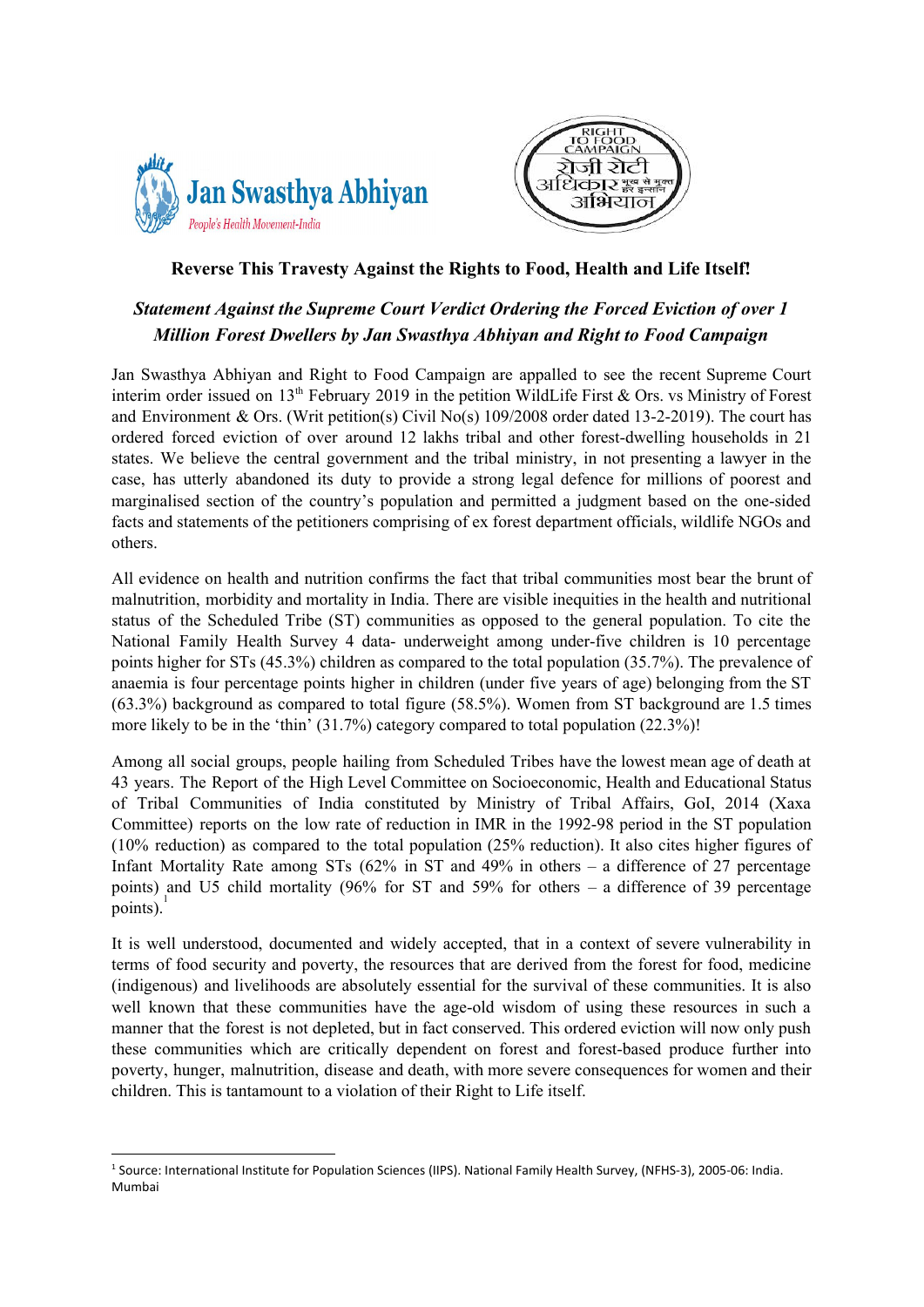# Reverse This Travesty Against the Rights to Food, Health and Life Itself!

## *Statement Against the Supreme Court Verdict Ordering the Forced Eviction of over 1 Million Forest Dwellers by Jan Swasthya Abhiyan and Right to Food Campaign*

Jan Swasthya Abhiyan and Right to Food Campaign are appalled to see the recent Supreme Court interim order issued on 13th February 2019 in the petition WildLife First & Ors. vs Ministry of Forest and Environment & Ors. (Writ petition(s) Civil No(s) 109/2008 order dated 13-2-2019). The court has ordered forced eviction of over around 12 lakhs tribal and other forest-dwelling households in 21 states. We believe the central government and the tribal ministry, in not presenting a lawyer in the case, has utterly abandoned its duty to provide a strong legal defence for millions of poorest and marginalised section of the country's population and permitted a judgment based on the one-sided facts and statements of the petitioners comprising of ex forest department officials, wildlife NGOs and others.

All evidence on health and nutrition confirms the fact that tribal communities most bear the brunt of malnutrition, morbidity and mortality in India. There are visible inequities in the health and nutritional status of the Scheduled Tribe (ST) communities as opposed to the general population. To cite the National Family Health Survey 4 data- underweight among under-five children is 10 percentage points higher for STs (45.3%) children as compared to the total population (35.7%). The prevalence of anaemia is four percentage points higher in children (under five years of age) belonging from the ST (63.3%) background as compared to total figure (58.5%). Women from ST background are 1.5 times more likely to be in the 'thin' (31.7%) category compared to total population (22.3%)!

Among all social groups, people hailing from Scheduled Tribes have the lowest mean age of death at 43 years. The Report of the High Level Committee on Socioeconomic, Health and Educational Status of Tribal Communities of India constituted by Ministry of Tribal Affairs, GoI, 2014 (Xaxa Committee) reports on the low rate of reduction in IMR in the 1992-98 period in the ST population (10% reduction) as compared to the total population (25% reduction). It also cites higher figures of Infant Mortality Rate among STs (62% in ST and 49% in others – a difference of 27 percentage points) and U5 child mortality (96% for ST and 59% for others – a difference of 39 percentage points).[1]

It is well understood, documented and widely accepted, that in a context of severe vulnerability in terms of food security and poverty, the resources that are derived from the forest for food, medicine (indigenous) and livelihoods are absolutely essential for the survival of these communities. It is also well known that these communities have the age-old wisdom of using these resources in such a manner that the forest is not depleted, but in fact conserved. This ordered eviction will now only push these communities which are critically dependent on forest and forest-based produce further into poverty, hunger, malnutrition, disease and death, with more severe consequences for women and their children. This is tantamount to a violation of their Right to Life itself.

---

[1] Source: International Institute for Population Sciences (IIPS). National Family Health Survey, (NFHS-3), 2005-06: India. Mumbai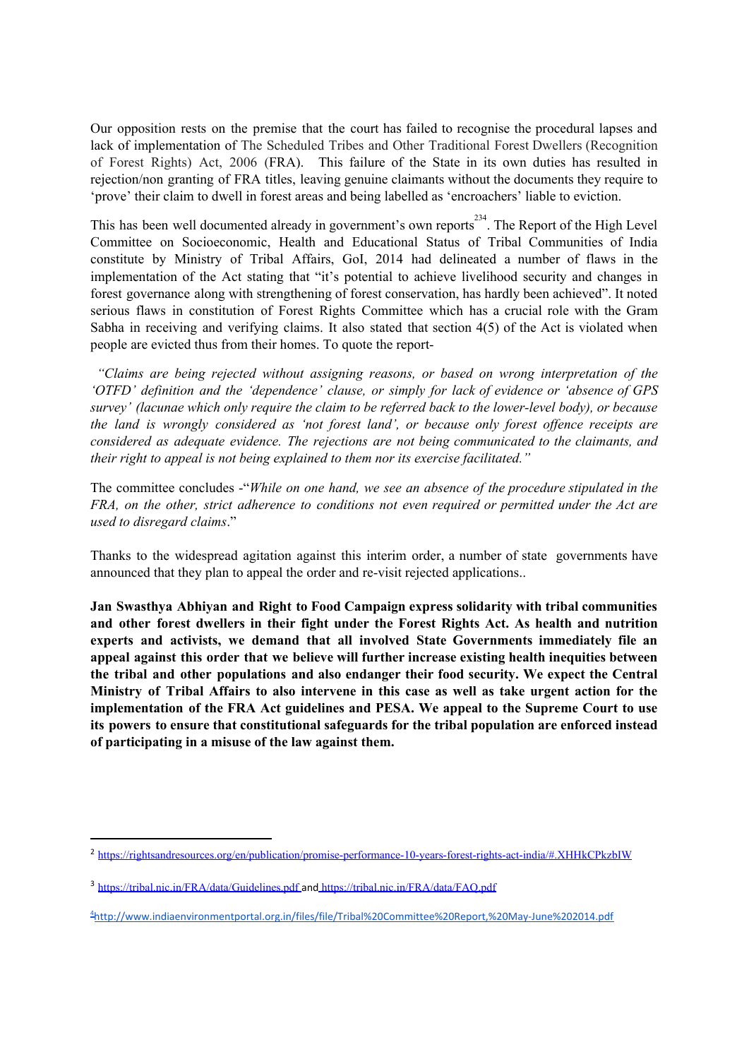Our opposition rests on the premise that the court has failed to recognise the procedural lapses and lack of implementation of The Scheduled Tribes and Other Traditional Forest Dwellers (Recognition of Forest Rights) Act, 2006 (FRA). This failure of the State in its own duties has resulted in rejection/non granting of FRA titles, leaving genuine claimants without the documents they require to 'prove' their claim to dwell in forest areas and being labelled as 'encroachers' liable to eviction.

This has been well documented already in government's own reports[2][3][4]. The Report of the High Level Committee on Socioeconomic, Health and Educational Status of Tribal Communities of India constitute by Ministry of Tribal Affairs, GoI, 2014 had delineated a number of flaws in the implementation of the Act stating that "it's potential to achieve livelihood security and changes in forest governance along with strengthening of forest conservation, has hardly been achieved". It noted serious flaws in constitution of Forest Rights Committee which has a crucial role with the Gram Sabha in receiving and verifying claims. It also stated that section 4(5) of the Act is violated when people are evicted thus from their homes. To quote the report-

*"Claims are being rejected without assigning reasons, or based on wrong interpretation of the 'OTFD' definition and the 'dependence' clause, or simply for lack of evidence or 'absence of GPS survey' (lacunae which only require the claim to be referred back to the lower-level body), or because the land is wrongly considered as 'not forest land', or because only forest offence receipts are considered as adequate evidence. The rejections are not being communicated to the claimants, and their right to appeal is not being explained to them nor its exercise facilitated."*

The committee concludes -"*While on one hand, we see an absence of the procedure stipulated in the FRA, on the other, strict adherence to conditions not even required or permitted under the Act are used to disregard claims*."

Thanks to the widespread agitation against this interim order, a number of state governments have announced that they plan to appeal the order and re-visit rejected applications..

**Jan Swasthya Abhiyan and Right to Food Campaign express solidarity with tribal communities and other forest dwellers in their fight under the Forest Rights Act. As health and nutrition experts and activists, we demand that all involved State Governments immediately file an appeal against this order that we believe will further increase existing health inequities between the tribal and other populations and also endanger their food security. We expect the Central Ministry of Tribal Affairs to also intervene in this case as well as take urgent action for the implementation of the FRA Act guidelines and PESA. We appeal to the Supreme Court to use its powers to ensure that constitutional safeguards for the tribal population are enforced instead of participating in a misuse of the law against them.**

---

[2] https://rightsandresources.org/en/publication/promise-performance-10-years-forest-rights-act-india/#.XHHkCPkzbIW

[3] https://tribal.nic.in/FRA/data/Guidelines.pdf and https://tribal.nic.in/FRA/data/FAQ.pdf

[4] http://www.indiaenvironmentportal.org.in/files/file/Tribal%20Committee%20Report,%20May-June%202014.pdf